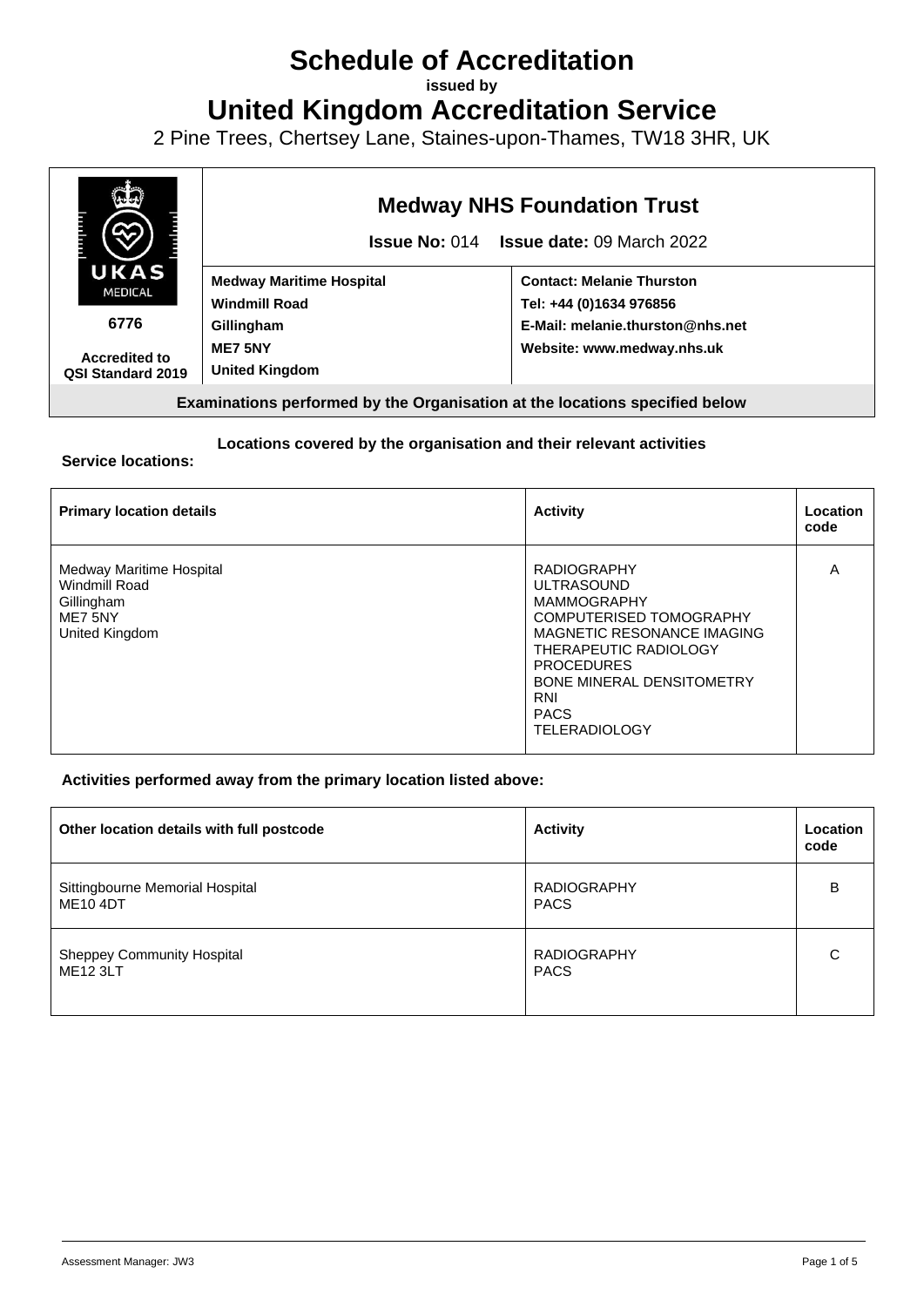# Schedule of Accreditation

**issued by**

# United Kingdom Accreditation Service

2 Pine Trees, Chertsey Lane, Staines-upon-Thames, TW18 3HR, UK

| UKAS MEDICAL 6776 Accredited to QSI Standard 2019 | **Medway NHS Foundation Trust** **Issue No:** 014 **Issue date:** 09 March 2022 | |
|---|---|---|
| | **Medway Maritime Hospital** **Windmill Road** **Gillingham** **ME7 5NY** **United Kingdom** | **Contact: Melanie Thurston** **Tel: +44 (0)1634 976856** **E-Mail: melanie.thurston@nhs.net** **Website: www.medway.nhs.uk** |

**Examinations performed by the Organisation at the locations specified below**

**Locations covered by the organisation and their relevant activities**

**Service locations:**

| **Primary location details** | **Activity** | **Location code** |
|---|---|---|
| Medway Maritime Hospital<br>Windmill Road<br>Gillingham<br>ME7 5NY<br>United Kingdom | RADIOGRAPHY<br>ULTRASOUND<br>MAMMOGRAPHY<br>COMPUTERISED TOMOGRAPHY<br>MAGNETIC RESONANCE IMAGING<br>THERAPEUTIC RADIOLOGY PROCEDURES<br>BONE MINERAL DENSITOMETRY<br>RNI<br>PACS<br>TELERADIOLOGY | A |

**Activities performed away from the primary location listed above:**

| **Other location details with full postcode** | **Activity** | **Location code** |
|---|---|---|
| Sittingbourne Memorial Hospital<br>ME10 4DT | RADIOGRAPHY<br>PACS | B |
| Sheppey Community Hospital<br>ME12 3LT | RADIOGRAPHY<br>PACS | C |

Assessment Manager: JW3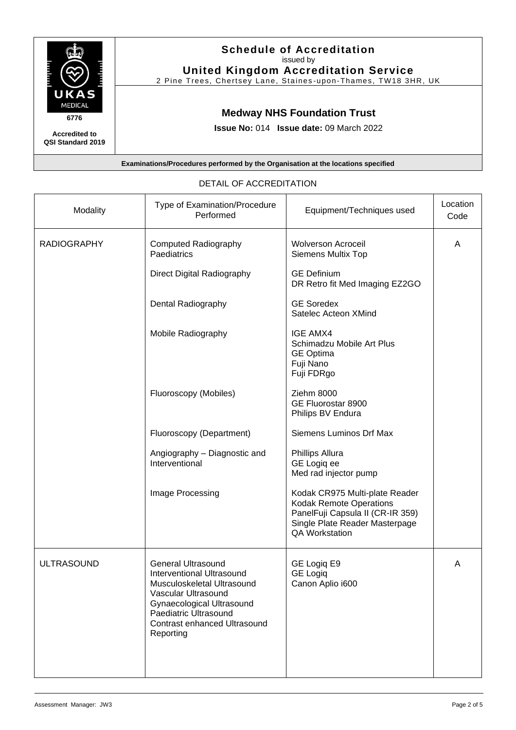**Schedule of Accreditation**
issued by
**United Kingdom Accreditation Service**
2 Pine Trees, Chertsey Lane, Staines-upon-Thames, TW18 3HR, UK

UKAS MEDICAL
**6776**
**Accredited to QSI Standard 2019**

## Medway NHS Foundation Trust

**Issue No:** 014 **Issue date:** 09 March 2022

**Examinations/Procedures performed by the Organisation at the locations specified**

DETAIL OF ACCREDITATION

| Modality | Type of Examination/Procedure Performed | Equipment/Techniques used | Location Code |
|---|---|---|---|
| RADIOGRAPHY | Computed Radiography Paediatrics | Wolverson Acroceil<br>Siemens Multix Top | A |
| | Direct Digital Radiography | GE Definium<br>DR Retro fit Med Imaging EZ2GO | |
| | Dental Radiography | GE Soredex<br>Satelec Acteon XMind | |
| | Mobile Radiography | IGE AMX4<br>Schimadzu Mobile Art Plus<br>GE Optima<br>Fuji Nano<br>Fuji FDRgo | |
| | Fluoroscopy (Mobiles) | Ziehm 8000<br>GE Fluorostar 8900<br>Philips BV Endura | |
| | Fluoroscopy (Department) | Siemens Luminos Drf Max | |
| | Angiography – Diagnostic and Interventional | Phillips Allura<br>GE Logiq ee<br>Med rad injector pump | |
| | Image Processing | Kodak CR975 Multi-plate Reader<br>Kodak Remote Operations PanelFuji Capsula II (CR-IR 359) Single Plate Reader Masterpage QA Workstation | |
| ULTRASOUND | General Ultrasound<br>Interventional Ultrasound<br>Musculoskeletal Ultrasound<br>Vascular Ultrasound<br>Gynaecological Ultrasound<br>Paediatric Ultrasound<br>Contrast enhanced Ultrasound<br>Reporting | GE Logiq E9<br>GE Logiq<br>Canon Aplio i600 | A |

Assessment Manager: JW3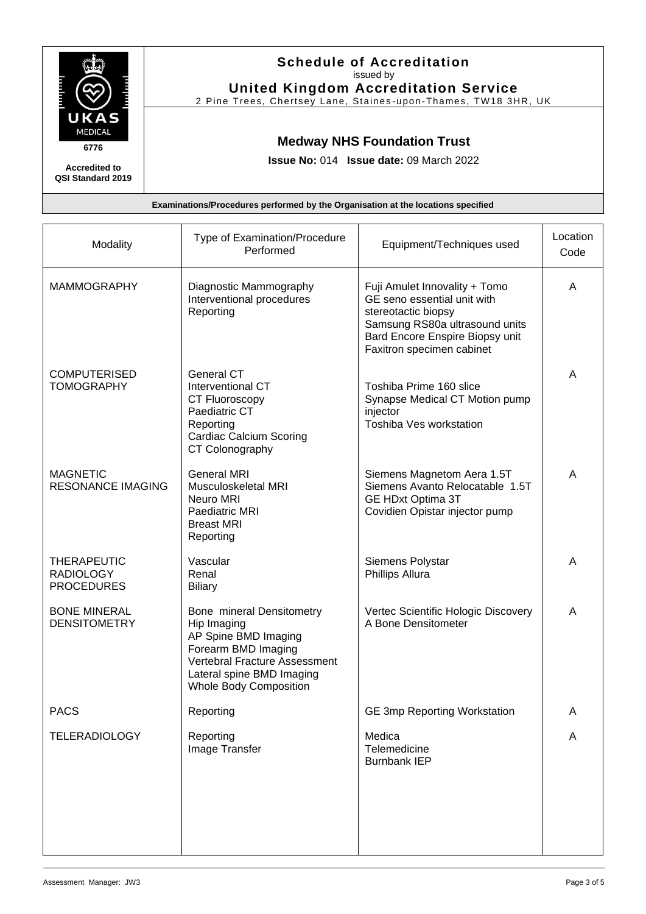## Schedule of Accreditation

issued by

**United Kingdom Accreditation Service**

2 Pine Trees, Chertsey Lane, Staines-upon-Thames, TW18 3HR, UK

UKAS MEDICAL

6776

**Accredited to QSI Standard 2019**

## Medway NHS Foundation Trust

**Issue No:** 014 **Issue date:** 09 March 2022

**Examinations/Procedures performed by the Organisation at the locations specified**

| Modality | Type of Examination/Procedure Performed | Equipment/Techniques used | Location Code |
|---|---|---|---|
| MAMMOGRAPHY | Diagnostic Mammography<br>Interventional procedures<br>Reporting | Fuji Amulet Innovality + Tomo<br>GE seno essential unit with stereotactic biopsy<br>Samsung RS80a ultrasound units<br>Bard Encore Enspire Biopsy unit<br>Faxitron specimen cabinet | A |
| COMPUTERISED TOMOGRAPHY | General CT<br>Interventional CT<br>CT Fluoroscopy<br>Paediatric CT<br>Reporting<br>Cardiac Calcium Scoring<br>CT Colonography | Toshiba Prime 160 slice<br>Synapse Medical CT Motion pump injector<br>Toshiba Ves workstation | A |
| MAGNETIC RESONANCE IMAGING | General MRI<br>Musculoskeletal MRI<br>Neuro MRI<br>Paediatric MRI<br>Breast MRI<br>Reporting | Siemens Magnetom Aera 1.5T<br>Siemens Avanto Relocatable 1.5T<br>GE HDxt Optima 3T<br>Covidien Opistar injector pump | A |
| THERAPEUTIC RADIOLOGY PROCEDURES | Vascular<br>Renal<br>Biliary | Siemens Polystar<br>Phillips Allura | A |
| BONE MINERAL DENSITOMETRY | Bone mineral Densitometry<br>Hip Imaging<br>AP Spine BMD Imaging<br>Forearm BMD Imaging<br>Vertebral Fracture Assessment<br>Lateral spine BMD Imaging<br>Whole Body Composition | Vertec Scientific Hologic Discovery A Bone Densitometer | A |
| PACS | Reporting | GE 3mp Reporting Workstation | A |
| TELERADIOLOGY | Reporting<br>Image Transfer | Medica<br>Telemedicine<br>Burnbank IEP | A |

Assessment Manager: JW3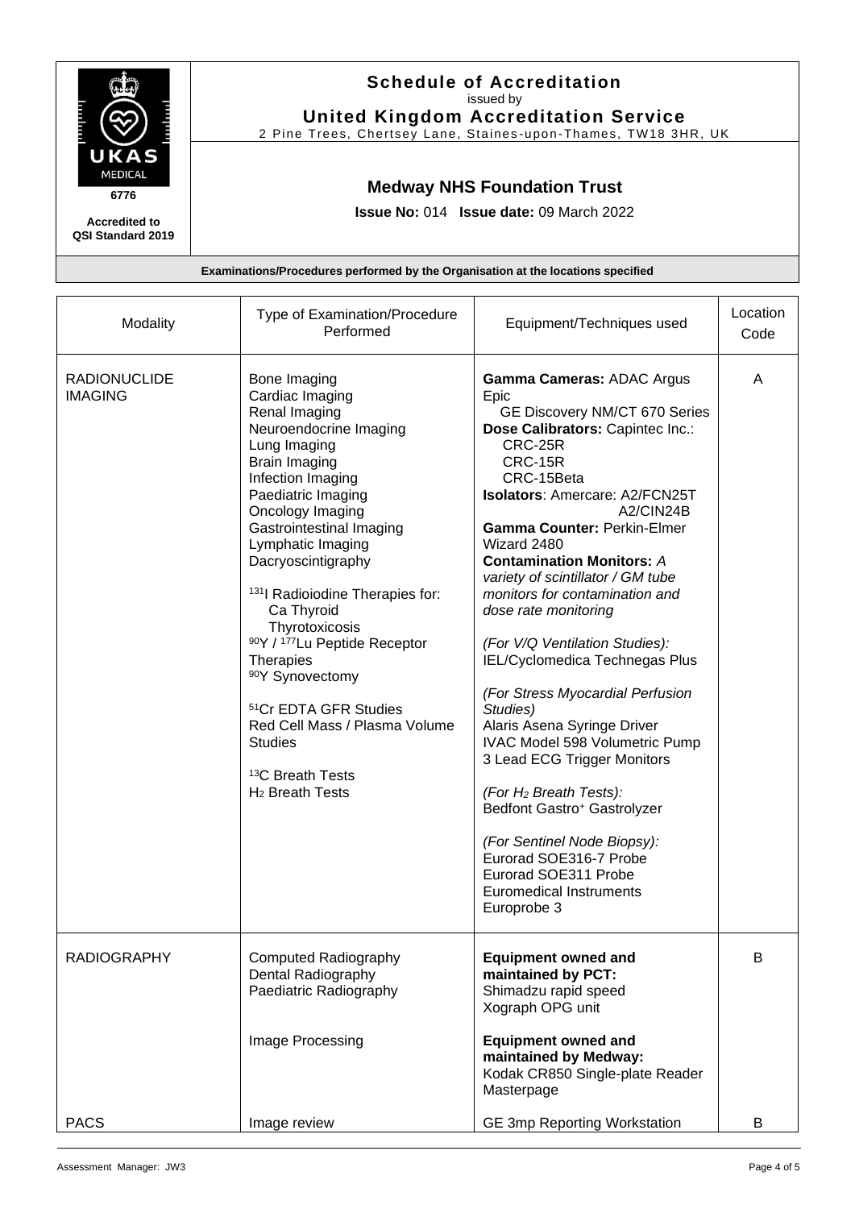**Schedule of Accreditation**
issued by
**United Kingdom Accreditation Service**
2 Pine Trees, Chertsey Lane, Staines-upon-Thames, TW18 3HR, UK

UKAS MEDICAL
**6776**
**Accredited to QSI Standard 2019**

## Medway NHS Foundation Trust

**Issue No:** 014 **Issue date:** 09 March 2022

**Examinations/Procedures performed by the Organisation at the locations specified**

| Modality | Type of Examination/Procedure Performed | Equipment/Techniques used | Location Code |
|---|---|---|---|
| RADIONUCLIDE IMAGING | Bone Imaging<br>Cardiac Imaging<br>Renal Imaging<br>Neuroendocrine Imaging<br>Lung Imaging<br>Brain Imaging<br>Infection Imaging<br>Paediatric Imaging<br>Oncology Imaging<br>Gastrointestinal Imaging<br>Lymphatic Imaging<br>Dacryoscintigraphy<br><br>$^{131}$I Radioiodine Therapies for:<br>Ca Thyroid<br>Thyrotoxicosis<br>$^{90}$Y / $^{177}$Lu Peptide Receptor Therapies<br>$^{90}$Y Synovectomy<br><br>$^{51}$Cr EDTA GFR Studies<br>Red Cell Mass / Plasma Volume Studies<br><br>$^{13}$C Breath Tests<br>$H_2$ Breath Tests | **Gamma Cameras:** ADAC Argus Epic<br>GE Discovery NM/CT 670 Series<br>**Dose Calibrators:** Capintec Inc.:<br>CRC-25R<br>CRC-15R<br>CRC-15Beta<br>**Isolators**: Amercare: A2/FCN25T<br>A2/CIN24B<br>**Gamma Counter:** Perkin-Elmer Wizard 2480<br>**Contamination Monitors:** *A variety of scintillator / GM tube monitors for contamination and dose rate monitoring*<br><br>*(For V/Q Ventilation Studies):*<br>IEL/Cyclomedica Technegas Plus<br><br>*(For Stress Myocardial Perfusion Studies)*<br>Alaris Asena Syringe Driver<br>IVAC Model 598 Volumetric Pump<br>3 Lead ECG Trigger Monitors<br><br>*(For $H_2$ Breath Tests):*<br>Bedfont Gastro⁺ Gastrolyzer<br><br>*(For Sentinel Node Biopsy):*<br>Eurorad SOE316-7 Probe<br>Eurorad SOE311 Probe<br>Euromedical Instruments<br>Europrobe 3 | A |
| RADIOGRAPHY | Computed Radiography<br>Dental Radiography<br>Paediatric Radiography<br><br>Image Processing | **Equipment owned and maintained by PCT:**<br>Shimadzu rapid speed<br>Xograph OPG unit<br><br>**Equipment owned and maintained by Medway:**<br>Kodak CR850 Single-plate Reader<br>Masterpage | B |
| PACS | Image review | GE 3mp Reporting Workstation | B |

Assessment Manager: JW3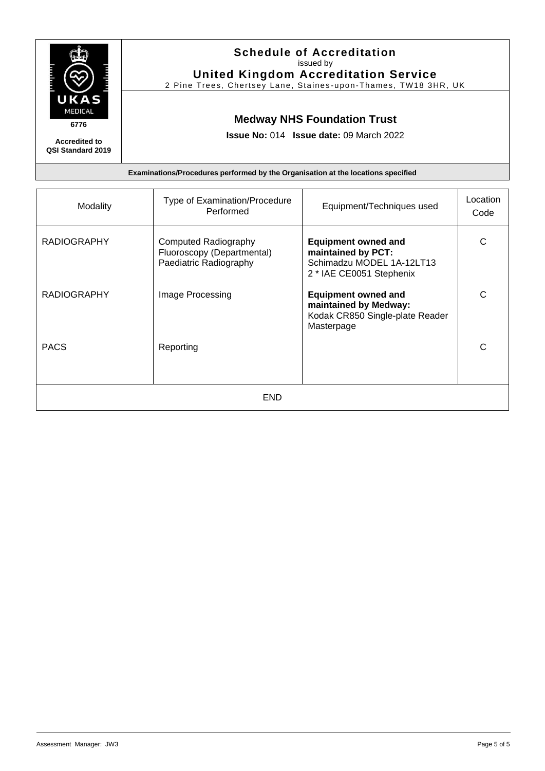UKAS MEDICAL
6776
**Accredited to QSI Standard 2019**

# Schedule of Accreditation

issued by

**United Kingdom Accreditation Service**

2 Pine Trees, Chertsey Lane, Staines-upon-Thames, TW18 3HR, UK

## Medway NHS Foundation Trust

**Issue No:** 014 **Issue date:** 09 March 2022

**Examinations/Procedures performed by the Organisation at the locations specified**

| Modality | Type of Examination/Procedure Performed | Equipment/Techniques used | Location Code |
|---|---|---|---|
| RADIOGRAPHY | Computed Radiography<br>Fluoroscopy (Departmental)<br>Paediatric Radiography | **Equipment owned and maintained by PCT:**<br>Schimadzu MODEL 1A-12LT13<br>2 * IAE CE0051 Stephenix | C |
| RADIOGRAPHY | Image Processing | **Equipment owned and maintained by Medway:**<br>Kodak CR850 Single-plate Reader<br>Masterpage | C |
| PACS | Reporting | | C |
| END | | | |

Assessment Manager: JW3